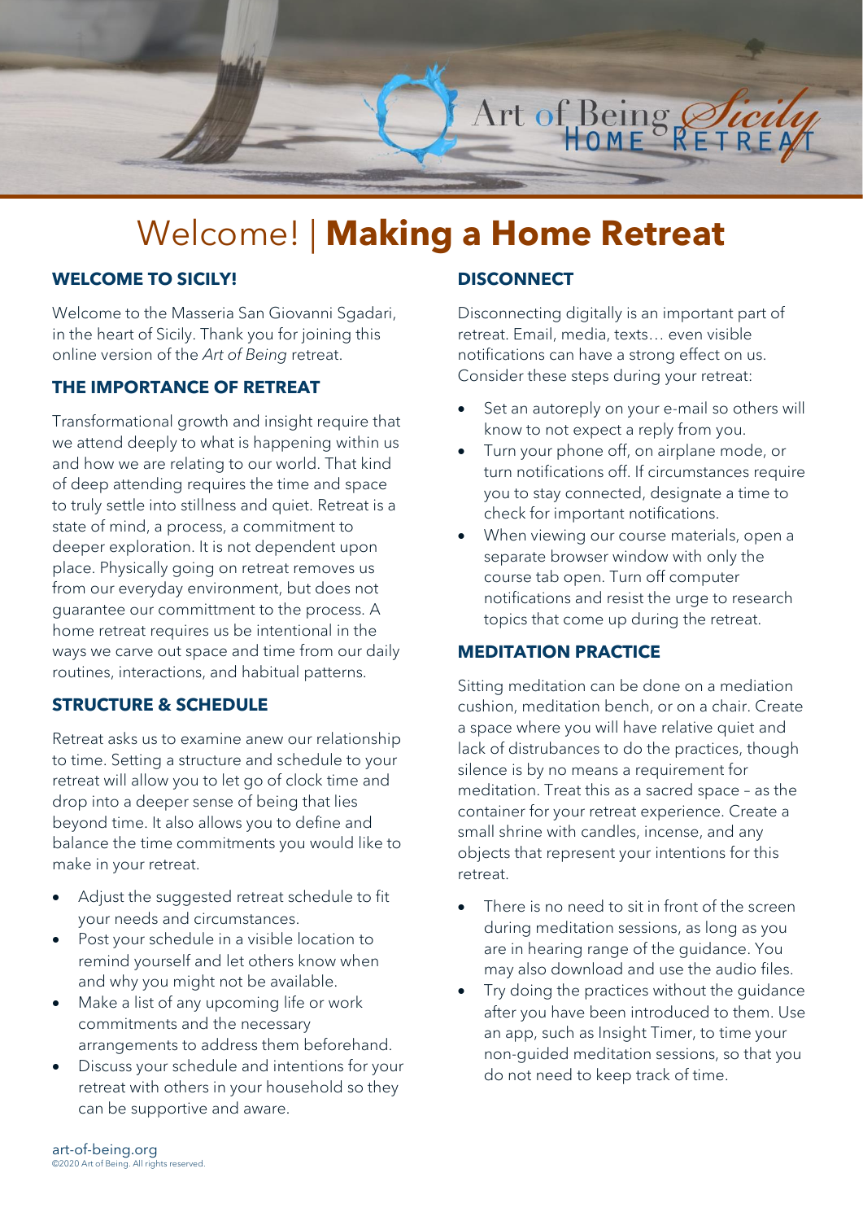Art of Being *Sicily* HOME RETREAT

# Welcome! | **Making a Home Retreat**

### WELCOME TO SICILY!

Welcome to the Masseria San Giovanni Sgadari, in the heart of Sicily. Thank you for joining this online version of the *Art of Being* retreat.

### THE IMPORTANCE OF RETREAT

Transformational growth and insight require that we attend deeply to what is happening within us and how we are relating to our world. That kind of deep attending requires the time and space to truly settle into stillness and quiet. Retreat is a state of mind, a process, a commitment to deeper exploration. It is not dependent upon place. Physically going on retreat removes us from our everyday environment, but does not guarantee our committment to the process. A home retreat requires us be intentional in the ways we carve out space and time from our daily routines, interactions, and habitual patterns.

### STRUCTURE & SCHEDULE

Retreat asks us to examine anew our relationship to time. Setting a structure and schedule to your retreat will allow you to let go of clock time and drop into a deeper sense of being that lies beyond time. It also allows you to define and balance the time commitments you would like to make in your retreat.

- Adjust the suggested retreat schedule to fit your needs and circumstances.
- Post your schedule in a visible location to remind yourself and let others know when and why you might not be available.
- Make a list of any upcoming life or work commitments and the necessary arrangements to address them beforehand.
- Discuss your schedule and intentions for your retreat with others in your household so they can be supportive and aware.

### DISCONNECT

Disconnecting digitally is an important part of retreat. Email, media, texts… even visible notifications can have a strong effect on us. Consider these steps during your retreat:

- Set an autoreply on your e-mail so others will know to not expect a reply from you.
- Turn your phone off, on airplane mode, or turn notifications off. If circumstances require you to stay connected, designate a time to check for important notifications.
- When viewing our course materials, open a separate browser window with only the course tab open. Turn off computer notifications and resist the urge to research topics that come up during the retreat.

### MEDITATION PRACTICE

Sitting meditation can be done on a mediation cushion, meditation bench, or on a chair. Create a space where you will have relative quiet and lack of distrubances to do the practices, though silence is by no means a requirement for meditation. Treat this as a sacred space – as the container for your retreat experience. Create a small shrine with candles, incense, and any objects that represent your intentions for this retreat.

- There is no need to sit in front of the screen during meditation sessions, as long as you are in hearing range of the guidance. You may also download and use the audio files.
- Try doing the practices without the guidance after you have been introduced to them. Use an app, such as Insight Timer, to time your non-guided meditation sessions, so that you do not need to keep track of time.

art-of-being.org
©2020 Art of Being. All rights reserved.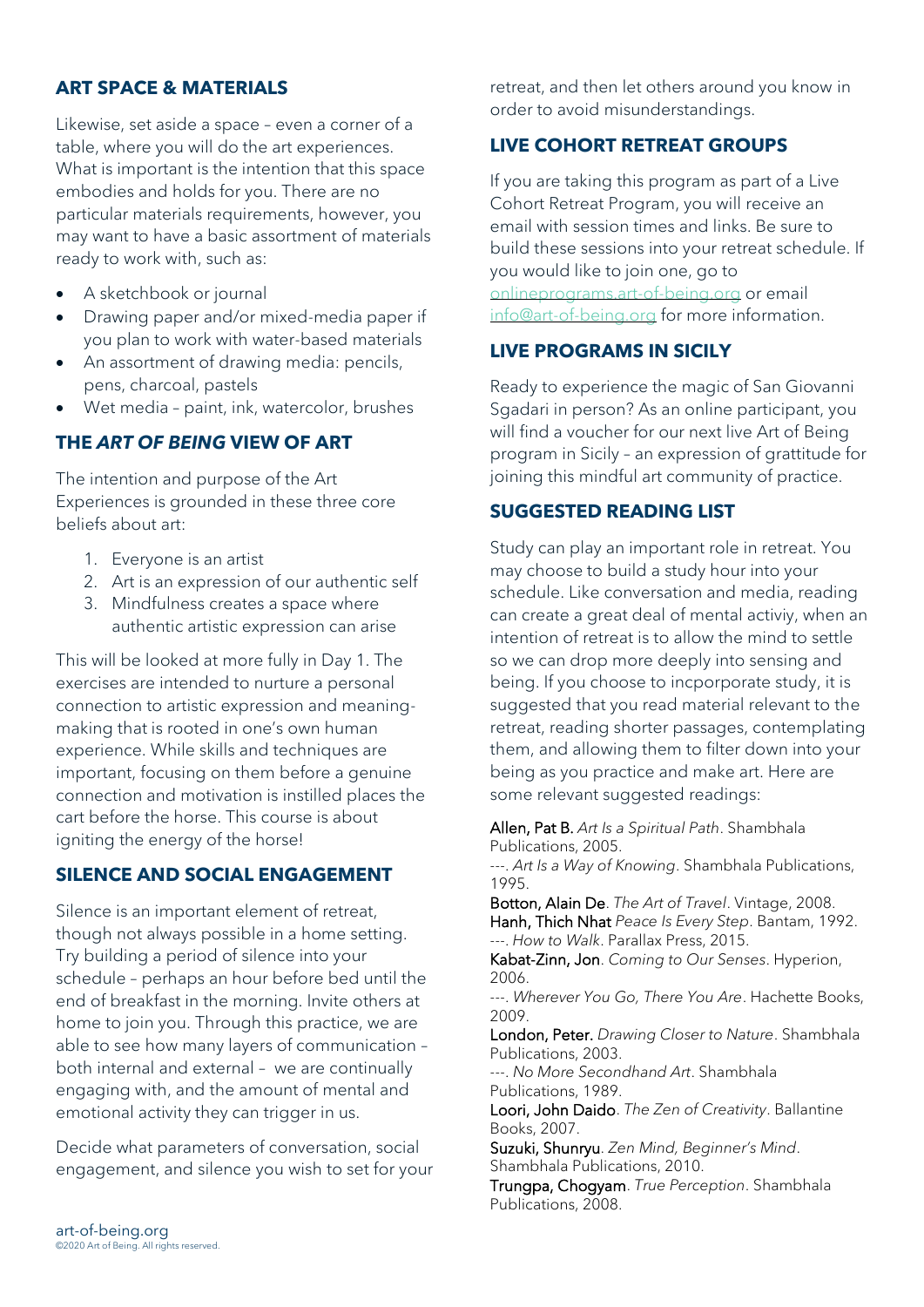## ART SPACE & MATERIALS

Likewise, set aside a space – even a corner of a table, where you will do the art experiences. What is important is the intention that this space embodies and holds for you. There are no particular materials requirements, however, you may want to have a basic assortment of materials ready to work with, such as:

- A sketchbook or journal
- Drawing paper and/or mixed-media paper if you plan to work with water-based materials
- An assortment of drawing media: pencils, pens, charcoal, pastels
- Wet media – paint, ink, watercolor, brushes

## THE *ART OF BEING* VIEW OF ART

The intention and purpose of the Art Experiences is grounded in these three core beliefs about art:

1. Everyone is an artist
2. Art is an expression of our authentic self
3. Mindfulness creates a space where authentic artistic expression can arise

This will be looked at more fully in Day 1. The exercises are intended to nurture a personal connection to artistic expression and meaning-making that is rooted in one's own human experience. While skills and techniques are important, focusing on them before a genuine connection and motivation is instilled places the cart before the horse. This course is about igniting the energy of the horse!

## SILENCE AND SOCIAL ENGAGEMENT

Silence is an important element of retreat, though not always possible in a home setting. Try building a period of silence into your schedule – perhaps an hour before bed until the end of breakfast in the morning. Invite others at home to join you. Through this practice, we are able to see how many layers of communication – both internal and external – we are continually engaging with, and the amount of mental and emotional activity they can trigger in us.

Decide what parameters of conversation, social engagement, and silence you wish to set for your retreat, and then let others around you know in order to avoid misunderstandings.

## LIVE COHORT RETREAT GROUPS

If you are taking this program as part of a Live Cohort Retreat Program, you will receive an email with session times and links. Be sure to build these sessions into your retreat schedule. If you would like to join one, go to onlineprograms.art-of-being.org or email info@art-of-being.org for more information.

## LIVE PROGRAMS IN SICILY

Ready to experience the magic of San Giovanni Sgadari in person? As an online participant, you will find a voucher for our next live Art of Being program in Sicily – an expression of grattitude for joining this mindful art community of practice.

## SUGGESTED READING LIST

Study can play an important role in retreat. You may choose to build a study hour into your schedule. Like conversation and media, reading can create a great deal of mental activiy, when an intention of retreat is to allow the mind to settle so we can drop more deeply into sensing and being. If you choose to incporporate study, it is suggested that you read material relevant to the retreat, reading shorter passages, contemplating them, and allowing them to filter down into your being as you practice and make art. Here are some relevant suggested readings:

Allen, Pat B. *Art Is a Spiritual Path*. Shambhala Publications, 2005.
---. *Art Is a Way of Knowing*. Shambhala Publications, 1995.
Botton, Alain De. *The Art of Travel*. Vintage, 2008.
Hanh, Thich Nhat *Peace Is Every Step*. Bantam, 1992.
---. *How to Walk*. Parallax Press, 2015.
Kabat-Zinn, Jon. *Coming to Our Senses*. Hyperion, 2006.
---. *Wherever You Go, There You Are*. Hachette Books, 2009.
London, Peter. *Drawing Closer to Nature*. Shambhala Publications, 2003.
---. *No More Secondhand Art*. Shambhala Publications, 1989.
Loori, John Daido. *The Zen of Creativity*. Ballantine Books, 2007.
Suzuki, Shunryu. *Zen Mind, Beginner's Mind*. Shambhala Publications, 2010.
Trungpa, Chogyam. *True Perception*. Shambhala Publications, 2008.

art-of-being.org
©2020 Art of Being. All rights reserved.